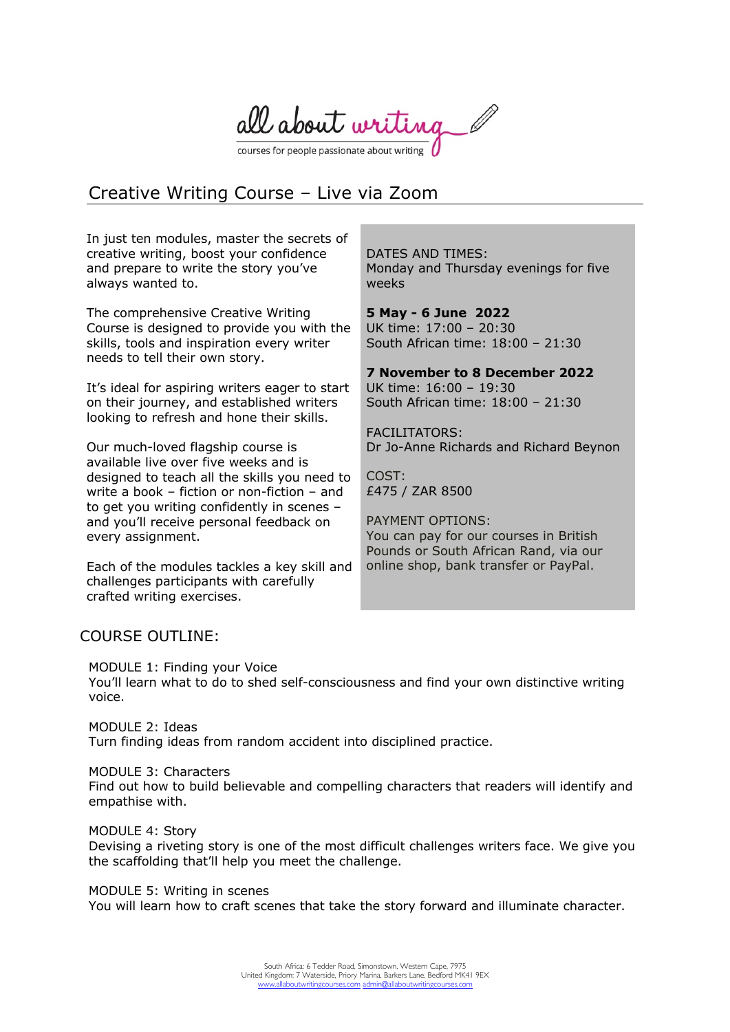all about writing

courses for people passionate about writing

# Creative Writing Course – Live via Zoom

In just ten modules, master the secrets of creative writing, boost your confidence and prepare to write the story you've always wanted to.

The comprehensive Creative Writing Course is designed to provide you with the skills, tools and inspiration every writer needs to tell their own story.

It's ideal for aspiring writers eager to start on their journey, and established writers looking to refresh and hone their skills.

Our much-loved flagship course is available live over five weeks and is designed to teach all the skills you need to write a book – fiction or non-fiction – and to get you writing confidently in scenes – and you'll receive personal feedback on every assignment.

Each of the modules tackles a key skill and challenges participants with carefully crafted writing exercises.

DATES AND TIMES:
Monday and Thursday evenings for five weeks

**5 May - 6 June 2022**
UK time: 17:00 – 20:30
South African time: 18:00 – 21:30

**7 November to 8 December 2022**
UK time: 16:00 – 19:30
South African time: 18:00 – 21:30

FACILITATORS:
Dr Jo-Anne Richards and Richard Beynon

COST:
£475 / ZAR 8500

PAYMENT OPTIONS:
You can pay for our courses in British Pounds or South African Rand, via our online shop, bank transfer or PayPal.

## COURSE OUTLINE:

MODULE 1: Finding your Voice
You'll learn what to do to shed self-consciousness and find your own distinctive writing voice.

MODULE 2: Ideas
Turn finding ideas from random accident into disciplined practice.

MODULE 3: Characters
Find out how to build believable and compelling characters that readers will identify and empathise with.

MODULE 4: Story
Devising a riveting story is one of the most difficult challenges writers face. We give you the scaffolding that'll help you meet the challenge.

MODULE 5: Writing in scenes
You will learn how to craft scenes that take the story forward and illuminate character.

South Africa: 6 Tedder Road, Simonstown, Western Cape, 7975
United Kingdom: 7 Waterside, Priory Marina, Barkers Lane, Bedford MK41 9EX
www.allaboutwritingcourses.com admin@allaboutwritingcourses.com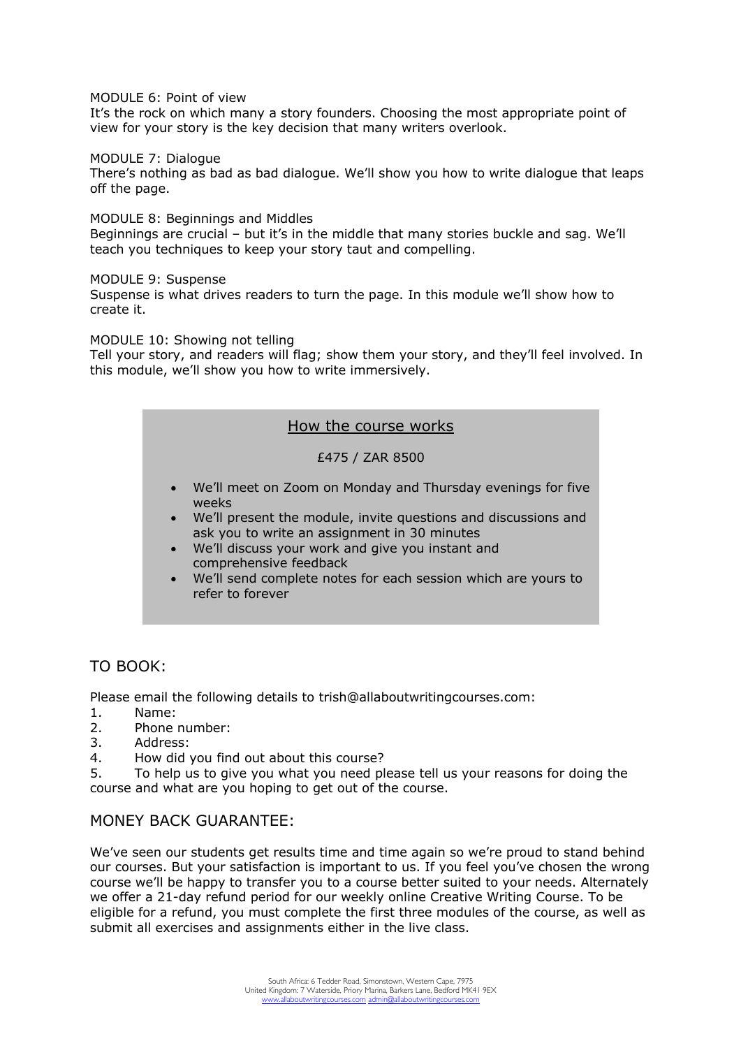MODULE 6: Point of view
It's the rock on which many a story founders. Choosing the most appropriate point of view for your story is the key decision that many writers overlook.

MODULE 7: Dialogue
There's nothing as bad as bad dialogue. We'll show you how to write dialogue that leaps off the page.

MODULE 8: Beginnings and Middles
Beginnings are crucial – but it's in the middle that many stories buckle and sag. We'll teach you techniques to keep your story taut and compelling.

MODULE 9: Suspense
Suspense is what drives readers to turn the page. In this module we'll show how to create it.

MODULE 10: Showing not telling
Tell your story, and readers will flag; show them your story, and they'll feel involved. In this module, we'll show you how to write immersively.

## How the course works

£475 / ZAR 8500

- We'll meet on Zoom on Monday and Thursday evenings for five weeks
- We'll present the module, invite questions and discussions and ask you to write an assignment in 30 minutes
- We'll discuss your work and give you instant and comprehensive feedback
- We'll send complete notes for each session which are yours to refer to forever

## TO BOOK:

Please email the following details to trish@allaboutwritingcourses.com:

1. Name:
2. Phone number:
3. Address:
4. How did you find out about this course?
5. To help us to give you what you need please tell us your reasons for doing the course and what are you hoping to get out of the course.

## MONEY BACK GUARANTEE:

We've seen our students get results time and time again so we're proud to stand behind our courses. But your satisfaction is important to us. If you feel you've chosen the wrong course we'll be happy to transfer you to a course better suited to your needs. Alternately we offer a 21-day refund period for our weekly online Creative Writing Course. To be eligible for a refund, you must complete the first three modules of the course, as well as submit all exercises and assignments either in the live class.

South Africa: 6 Tedder Road, Simonstown, Western Cape, 7975
United Kingdom: 7 Waterside, Priory Marina, Barkers Lane, Bedford MK41 9EX
www.allaboutwritingcourses.com admin@allaboutwritingcourses.com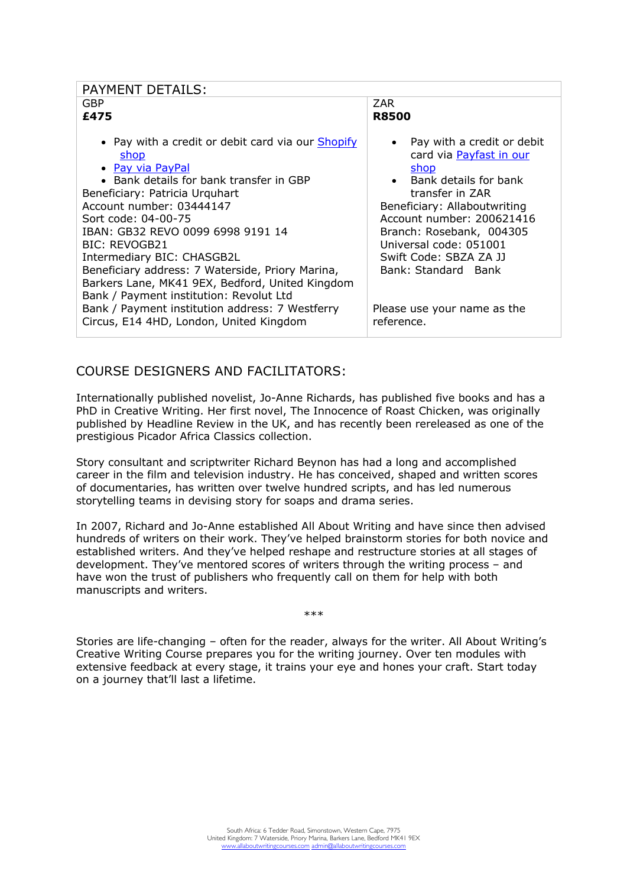| PAYMENT DETAILS: | |
|---|---|
| GBP<br>**£475**<br><br>• Pay with a credit or debit card via our [Shopify shop]()<br>• [Pay via PayPal]()<br>• Bank details for bank transfer in GBP<br>Beneficiary: Patricia Urquhart<br>Account number: 03444147<br>Sort code: 04-00-75<br>IBAN: GB32 REVO 0099 6998 9191 14<br>BIC: REVOGB21<br>Intermediary BIC: CHASGB2L<br>Beneficiary address: 7 Waterside, Priory Marina, Barkers Lane, MK41 9EX, Bedford, United Kingdom<br>Bank / Payment institution: Revolut Ltd<br>Bank / Payment institution address: 7 Westferry Circus, E14 4HD, London, United Kingdom | ZAR<br>**R8500**<br><br>• Pay with a credit or debit card via [Payfast in our shop]()<br>• Bank details for bank transfer in ZAR<br>Beneficiary: Allaboutwriting<br>Account number: 200621416<br>Branch: Rosebank, 004305<br>Universal code: 051001<br>Swift Code: SBZA ZA JJ<br>Bank: Standard Bank<br><br>Please use your name as the reference. |

## COURSE DESIGNERS AND FACILITATORS:

Internationally published novelist, Jo-Anne Richards, has published five books and has a PhD in Creative Writing. Her first novel, The Innocence of Roast Chicken, was originally published by Headline Review in the UK, and has recently been rereleased as one of the prestigious Picador Africa Classics collection.

Story consultant and scriptwriter Richard Beynon has had a long and accomplished career in the film and television industry. He has conceived, shaped and written scores of documentaries, has written over twelve hundred scripts, and has led numerous storytelling teams in devising story for soaps and drama series.

In 2007, Richard and Jo-Anne established All About Writing and have since then advised hundreds of writers on their work. They've helped brainstorm stories for both novice and established writers. And they've helped reshape and restructure stories at all stages of development. They've mentored scores of writers through the writing process – and have won the trust of publishers who frequently call on them for help with both manuscripts and writers.

***

Stories are life-changing – often for the reader, always for the writer. All About Writing's Creative Writing Course prepares you for the writing journey. Over ten modules with extensive feedback at every stage, it trains your eye and hones your craft. Start today on a journey that'll last a lifetime.

South Africa: 6 Tedder Road, Simonstown, Western Cape, 7975
United Kingdom: 7 Waterside, Priory Marina, Barkers Lane, Bedford MK41 9EX
www.allaboutwritingcourses.com admin@allaboutwritingcourses.com